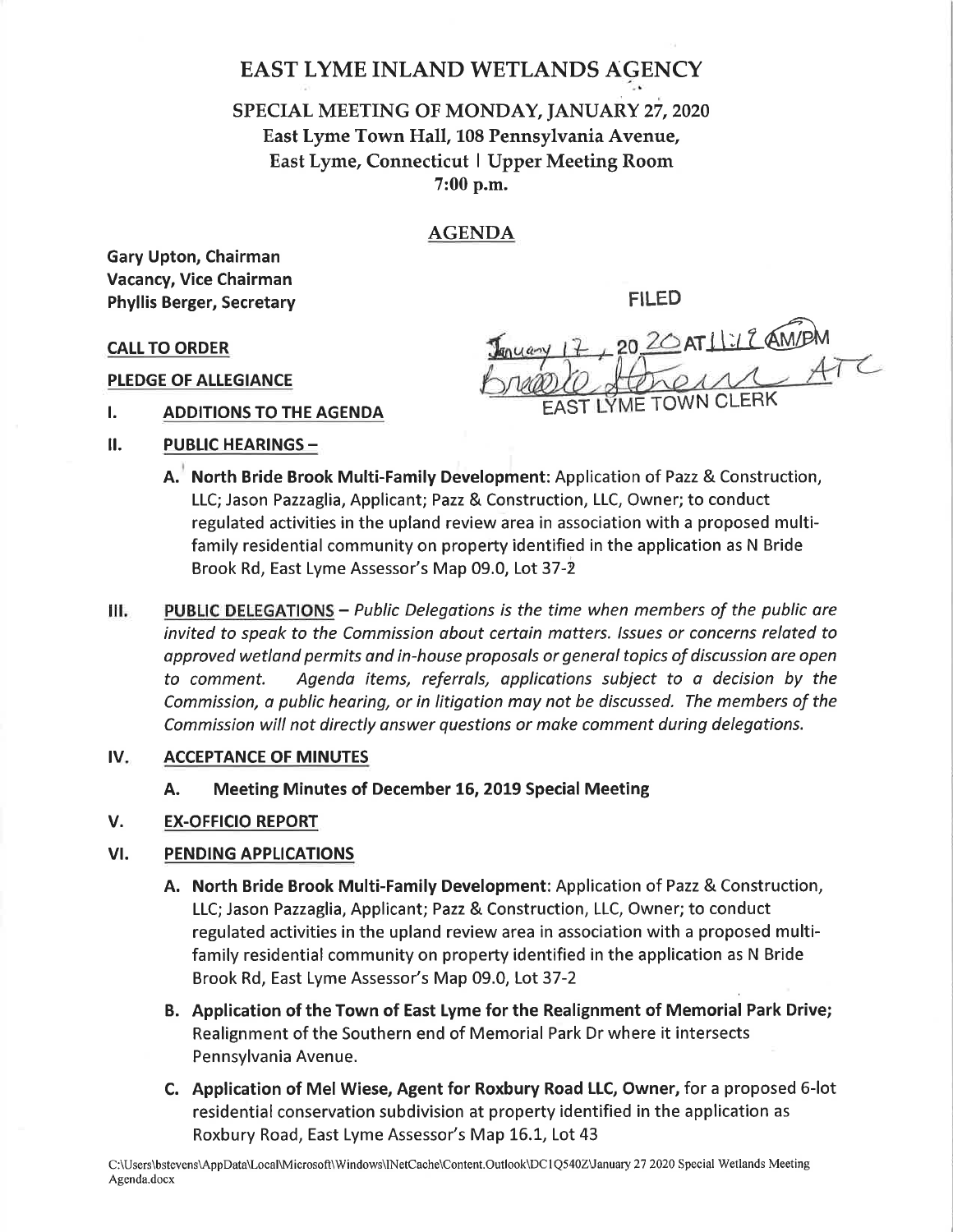# EAST LYME INLAND WETLANDS AGENCY

## SPECIAL MEETING OF MONDAY, JANUARY 27, 2020
## East Lyme Town Hall, 108 Pennsylvania Avenue, East Lyme, Connecticut | Upper Meeting Room
## 7:00 p.m.

## AGENDA

**Gary Upton, Chairman**
**Vacancy, Vice Chairman**
**Phyllis Berger, Secretary**

FILED
January 17, 20 20 AT 11:17 AM/PM
Brooke Stevens ATC
EAST LYME TOWN CLERK

**CALL TO ORDER**

**PLEDGE OF ALLEGIANCE**

**I. ADDITIONS TO THE AGENDA**

**II. PUBLIC HEARINGS –**

A. **North Bride Brook Multi-Family Development**: Application of Pazz & Construction, LLC; Jason Pazzaglia, Applicant; Pazz & Construction, LLC, Owner; to conduct regulated activities in the upland review area in association with a proposed multi-family residential community on property identified in the application as N Bride Brook Rd, East Lyme Assessor's Map 09.0, Lot 37-2

**III. PUBLIC DELEGATIONS** – *Public Delegations is the time when members of the public are invited to speak to the Commission about certain matters. Issues or concerns related to approved wetland permits and in-house proposals or general topics of discussion are open to comment. Agenda items, referrals, applications subject to a decision by the Commission, a public hearing, or in litigation may not be discussed. The members of the Commission will not directly answer questions or make comment during delegations.*

**IV. ACCEPTANCE OF MINUTES**

A. **Meeting Minutes of December 16, 2019 Special Meeting**

**V. EX-OFFICIO REPORT**

**VI. PENDING APPLICATIONS**

A. **North Bride Brook Multi-Family Development**: Application of Pazz & Construction, LLC; Jason Pazzaglia, Applicant; Pazz & Construction, LLC, Owner; to conduct regulated activities in the upland review area in association with a proposed multi-family residential community on property identified in the application as N Bride Brook Rd, East Lyme Assessor's Map 09.0, Lot 37-2

B. **Application of the Town of East Lyme for the Realignment of Memorial Park Drive;** Realignment of the Southern end of Memorial Park Dr where it intersects Pennsylvania Avenue.

C. **Application of Mel Wiese, Agent for Roxbury Road LLC, Owner,** for a proposed 6-lot residential conservation subdivision at property identified in the application as Roxbury Road, East Lyme Assessor's Map 16.1, Lot 43

C:\Users\bstevens\AppData\Local\Microsoft\Windows\INetCache\Content.Outlook\DC1Q540Z\January 27 2020 Special Wetlands Meeting Agenda.docx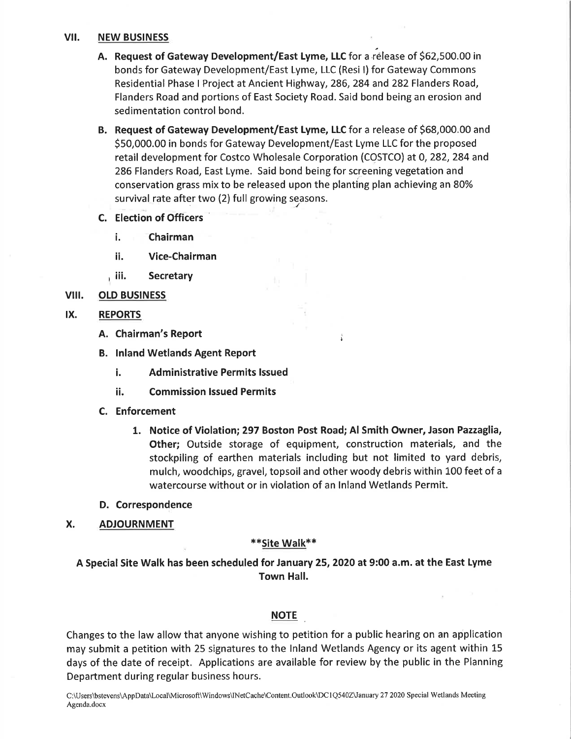## VII. NEW BUSINESS

A. **Request of Gateway Development/East Lyme, LLC** for a release of $62,500.00 in bonds for Gateway Development/East Lyme, LLC (Resi I) for Gateway Commons Residential Phase I Project at Ancient Highway, 286, 284 and 282 Flanders Road, Flanders Road and portions of East Society Road. Said bond being an erosion and sedimentation control bond.

B. **Request of Gateway Development/East Lyme, LLC** for a release of $68,000.00 and $50,000.00 in bonds for Gateway Development/East Lyme LLC for the proposed retail development for Costco Wholesale Corporation (COSTCO) at 0, 282, 284 and 286 Flanders Road, East Lyme. Said bond being for screening vegetation and conservation grass mix to be released upon the planting plan achieving an 80% survival rate after two (2) full growing seasons.

C. **Election of Officers**

   i. **Chairman**

   ii. **Vice-Chairman**

   iii. **Secretary**

## VIII. OLD BUSINESS

## IX. REPORTS

A. **Chairman's Report**

B. **Inland Wetlands Agent Report**

   i. **Administrative Permits Issued**

   ii. **Commission Issued Permits**

C. **Enforcement**

   1. **Notice of Violation; 297 Boston Post Road; Al Smith Owner, Jason Pazzaglia, Other;** Outside storage of equipment, construction materials, and the stockpiling of earthen materials including but not limited to yard debris, mulch, woodchips, gravel, topsoil and other woody debris within 100 feet of a watercourse without or in violation of an Inland Wetlands Permit.

D. **Correspondence**

## X. ADJOURNMENT

**\*\*Site Walk\*\***

**A Special Site Walk has been scheduled for January 25, 2020 at 9:00 a.m. at the East Lyme Town Hall.**

**NOTE**

Changes to the law allow that anyone wishing to petition for a public hearing on an application may submit a petition with 25 signatures to the Inland Wetlands Agency or its agent within 15 days of the date of receipt. Applications are available for review by the public in the Planning Department during regular business hours.

C:\Users\bstevens\AppData\Local\Microsoft\Windows\INetCache\Content.Outlook\DC1Q540Z\January 27 2020 Special Wetlands Meeting Agenda.docx